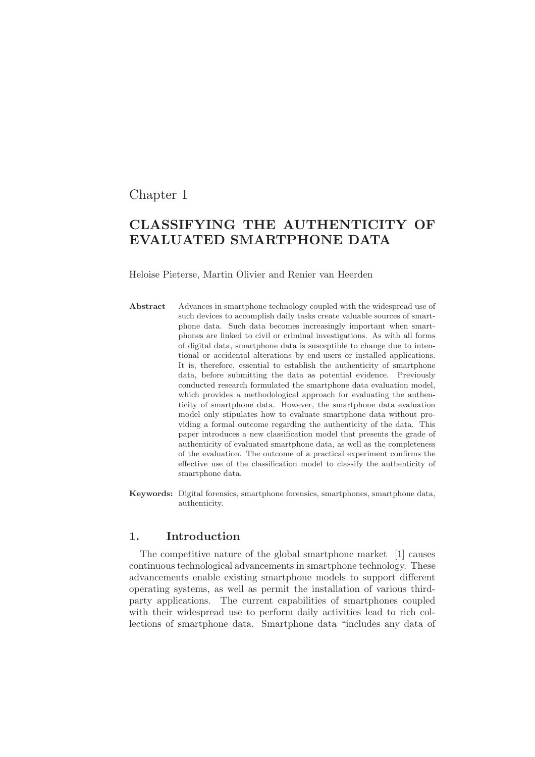Chapter 1

# CLASSIFYING THE AUTHENTICITY OF EVALUATED SMARTPHONE DATA

Heloise Pieterse, Martin Olivier and Renier van Heerden

**Abstract** Advances in smartphone technology coupled with the widespread use of such devices to accomplish daily tasks create valuable sources of smartphone data. Such data becomes increasingly important when smartphones are linked to civil or criminal investigations. As with all forms of digital data, smartphone data is susceptible to change due to intentional or accidental alterations by end-users or installed applications. It is, therefore, essential to establish the authenticity of smartphone data, before submitting the data as potential evidence. Previously conducted research formulated the smartphone data evaluation model, which provides a methodological approach for evaluating the authenticity of smartphone data. However, the smartphone data evaluation model only stipulates how to evaluate smartphone data without providing a formal outcome regarding the authenticity of the data. This paper introduces a new classification model that presents the grade of authenticity of evaluated smartphone data, as well as the completeness of the evaluation. The outcome of a practical experiment confirms the effective use of the classification model to classify the authenticity of smartphone data.

**Keywords:** Digital forensics, smartphone forensics, smartphones, smartphone data, authenticity.

## 1. Introduction

The competitive nature of the global smartphone market [1] causes continuous technological advancements in smartphone technology. These advancements enable existing smartphone models to support different operating systems, as well as permit the installation of various third-party applications. The current capabilities of smartphones coupled with their widespread use to perform daily activities lead to rich collections of smartphone data. Smartphone data "includes any data of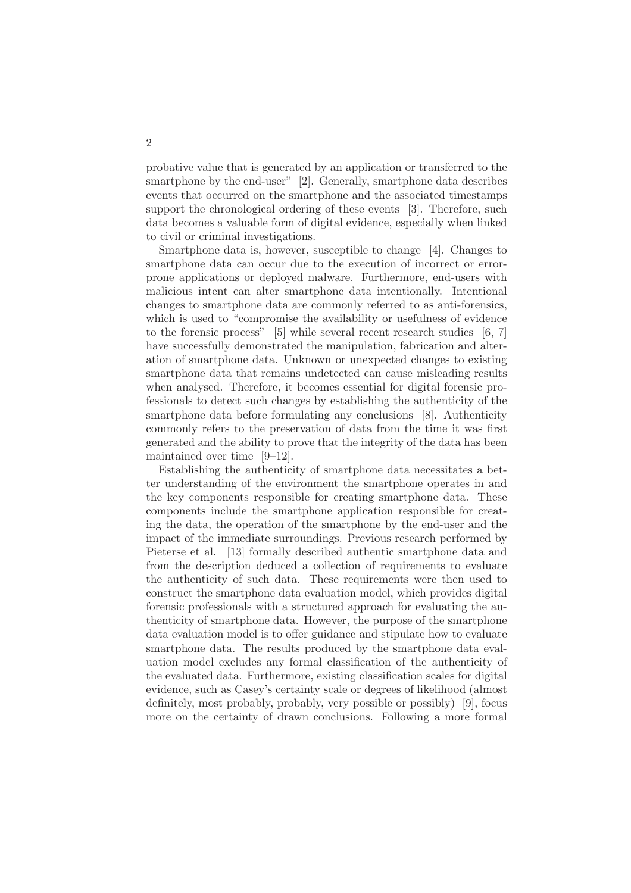probative value that is generated by an application or transferred to the smartphone by the end-user" [2]. Generally, smartphone data describes events that occurred on the smartphone and the associated timestamps support the chronological ordering of these events [3]. Therefore, such data becomes a valuable form of digital evidence, especially when linked to civil or criminal investigations.

Smartphone data is, however, susceptible to change [4]. Changes to smartphone data can occur due to the execution of incorrect or error-prone applications or deployed malware. Furthermore, end-users with malicious intent can alter smartphone data intentionally. Intentional changes to smartphone data are commonly referred to as anti-forensics, which is used to "compromise the availability or usefulness of evidence to the forensic process" [5] while several recent research studies [6, 7] have successfully demonstrated the manipulation, fabrication and alteration of smartphone data. Unknown or unexpected changes to existing smartphone data that remains undetected can cause misleading results when analysed. Therefore, it becomes essential for digital forensic professionals to detect such changes by establishing the authenticity of the smartphone data before formulating any conclusions [8]. Authenticity commonly refers to the preservation of data from the time it was first generated and the ability to prove that the integrity of the data has been maintained over time [9–12].

Establishing the authenticity of smartphone data necessitates a better understanding of the environment the smartphone operates in and the key components responsible for creating smartphone data. These components include the smartphone application responsible for creating the data, the operation of the smartphone by the end-user and the impact of the immediate surroundings. Previous research performed by Pieterse et al. [13] formally described authentic smartphone data and from the description deduced a collection of requirements to evaluate the authenticity of such data. These requirements were then used to construct the smartphone data evaluation model, which provides digital forensic professionals with a structured approach for evaluating the authenticity of smartphone data. However, the purpose of the smartphone data evaluation model is to offer guidance and stipulate how to evaluate smartphone data. The results produced by the smartphone data evaluation model excludes any formal classification of the authenticity of the evaluated data. Furthermore, existing classification scales for digital evidence, such as Casey's certainty scale or degrees of likelihood (almost definitely, most probably, probably, very possible or possibly) [9], focus more on the certainty of drawn conclusions. Following a more formal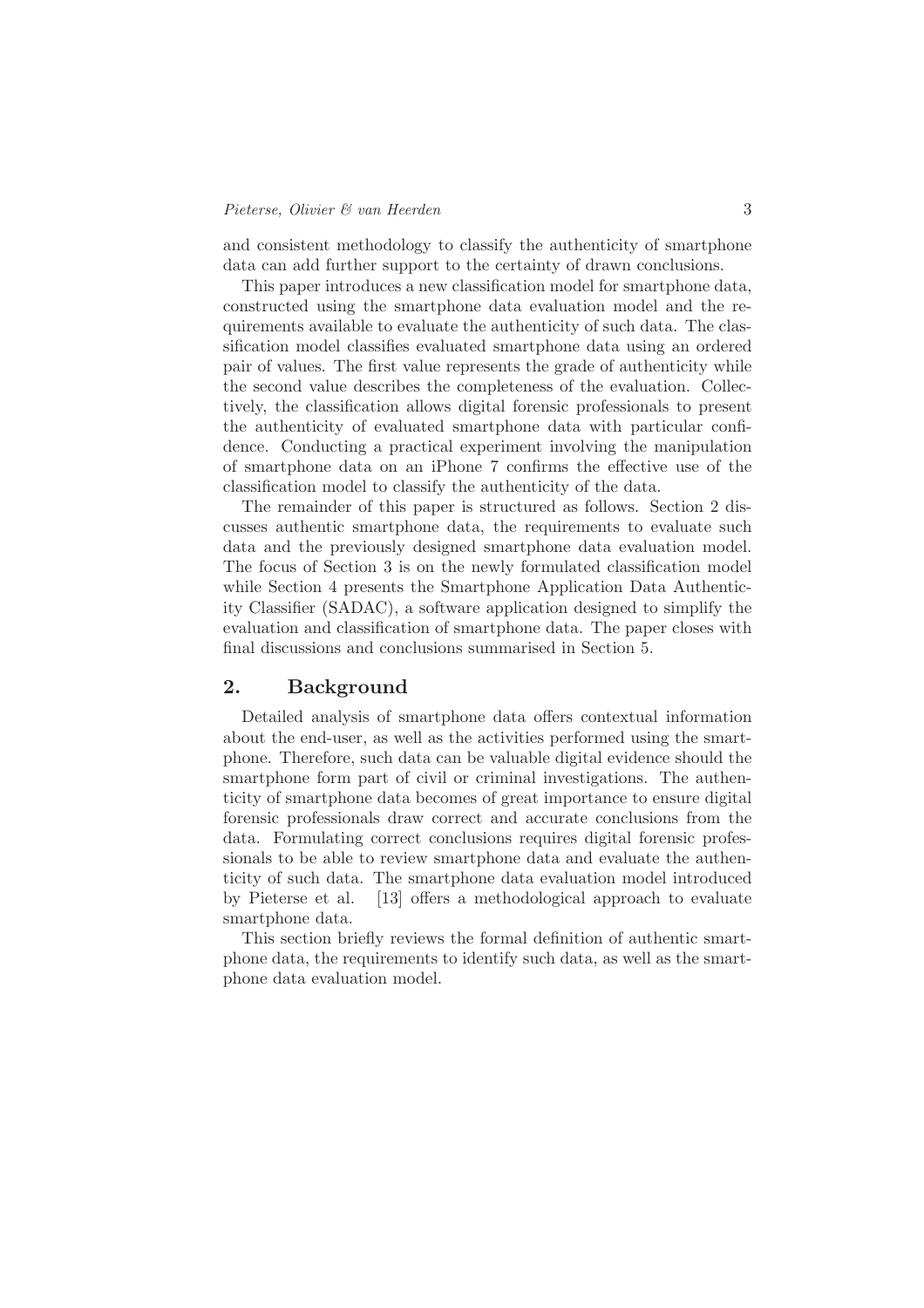and consistent methodology to classify the authenticity of smartphone data can add further support to the certainty of drawn conclusions.

This paper introduces a new classification model for smartphone data, constructed using the smartphone data evaluation model and the requirements available to evaluate the authenticity of such data. The classification model classifies evaluated smartphone data using an ordered pair of values. The first value represents the grade of authenticity while the second value describes the completeness of the evaluation. Collectively, the classification allows digital forensic professionals to present the authenticity of evaluated smartphone data with particular confidence. Conducting a practical experiment involving the manipulation of smartphone data on an iPhone 7 confirms the effective use of the classification model to classify the authenticity of the data.

The remainder of this paper is structured as follows. Section 2 discusses authentic smartphone data, the requirements to evaluate such data and the previously designed smartphone data evaluation model. The focus of Section 3 is on the newly formulated classification model while Section 4 presents the Smartphone Application Data Authenticity Classifier (SADAC), a software application designed to simplify the evaluation and classification of smartphone data. The paper closes with final discussions and conclusions summarised in Section 5.

## 2. Background

Detailed analysis of smartphone data offers contextual information about the end-user, as well as the activities performed using the smartphone. Therefore, such data can be valuable digital evidence should the smartphone form part of civil or criminal investigations. The authenticity of smartphone data becomes of great importance to ensure digital forensic professionals draw correct and accurate conclusions from the data. Formulating correct conclusions requires digital forensic professionals to be able to review smartphone data and evaluate the authenticity of such data. The smartphone data evaluation model introduced by Pieterse et al. [13] offers a methodological approach to evaluate smartphone data.

This section briefly reviews the formal definition of authentic smartphone data, the requirements to identify such data, as well as the smartphone data evaluation model.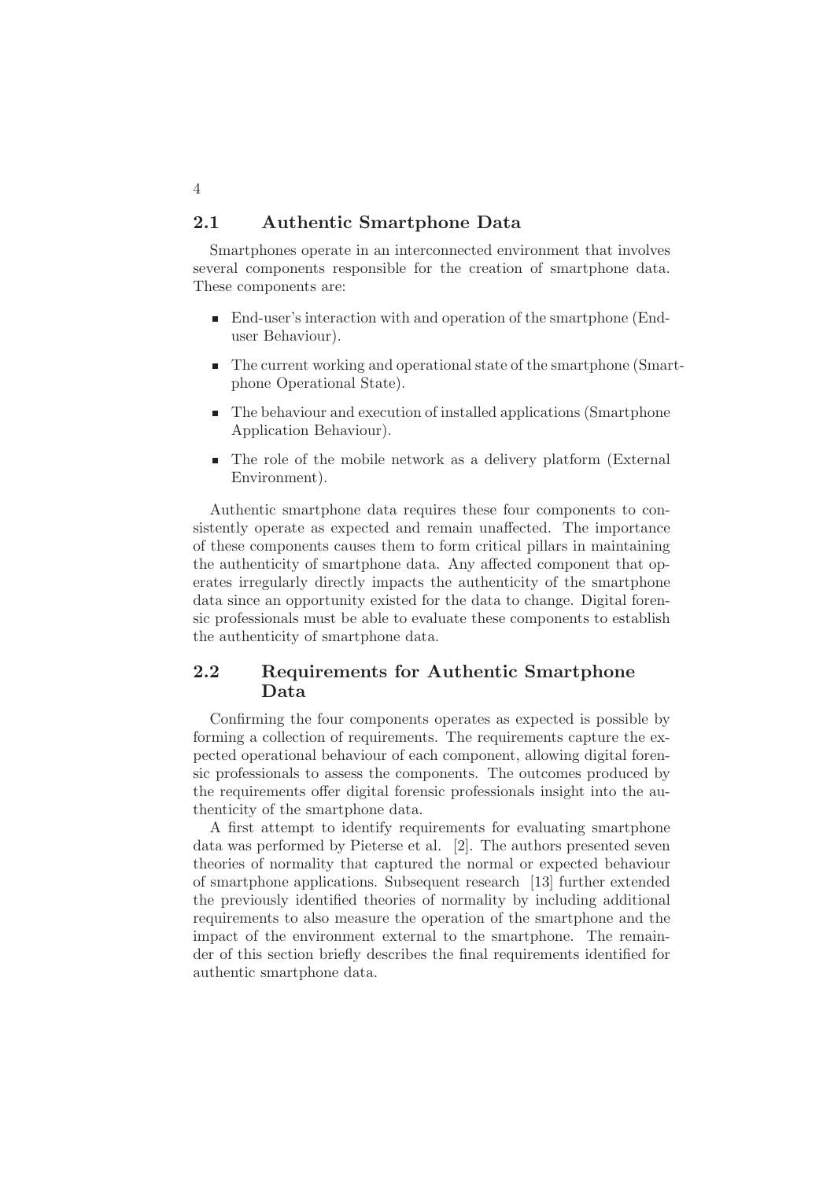## 2.1 Authentic Smartphone Data

Smartphones operate in an interconnected environment that involves several components responsible for the creation of smartphone data. These components are:

- End-user's interaction with and operation of the smartphone (End-user Behaviour).
- The current working and operational state of the smartphone (Smartphone Operational State).
- The behaviour and execution of installed applications (Smartphone Application Behaviour).
- The role of the mobile network as a delivery platform (External Environment).

Authentic smartphone data requires these four components to consistently operate as expected and remain unaffected. The importance of these components causes them to form critical pillars in maintaining the authenticity of smartphone data. Any affected component that operates irregularly directly impacts the authenticity of the smartphone data since an opportunity existed for the data to change. Digital forensic professionals must be able to evaluate these components to establish the authenticity of smartphone data.

## 2.2 Requirements for Authentic Smartphone Data

Confirming the four components operates as expected is possible by forming a collection of requirements. The requirements capture the expected operational behaviour of each component, allowing digital forensic professionals to assess the components. The outcomes produced by the requirements offer digital forensic professionals insight into the authenticity of the smartphone data.

A first attempt to identify requirements for evaluating smartphone data was performed by Pieterse et al. [2]. The authors presented seven theories of normality that captured the normal or expected behaviour of smartphone applications. Subsequent research [13] further extended the previously identified theories of normality by including additional requirements to also measure the operation of the smartphone and the impact of the environment external to the smartphone. The remainder of this section briefly describes the final requirements identified for authentic smartphone data.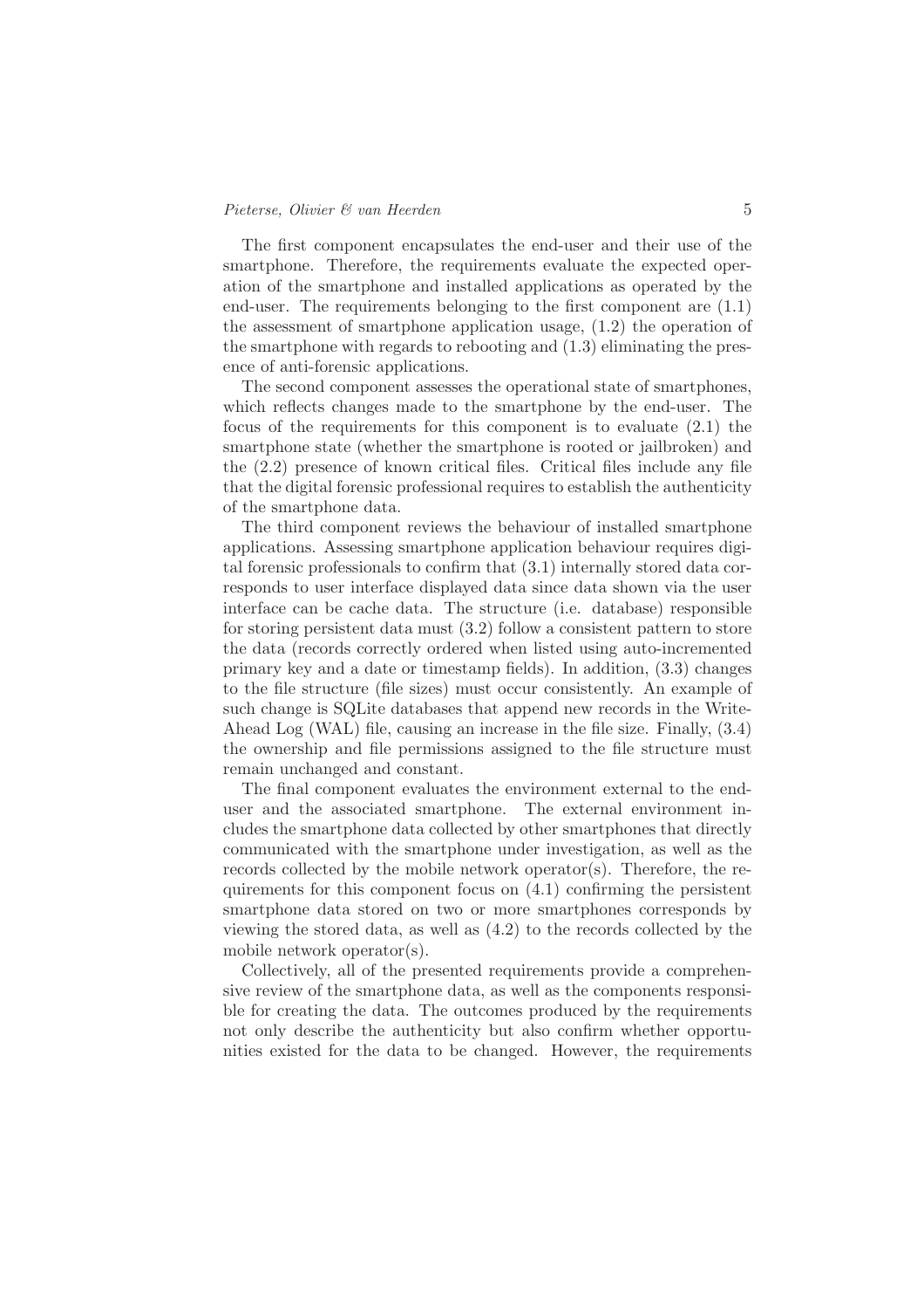The first component encapsulates the end-user and their use of the smartphone. Therefore, the requirements evaluate the expected operation of the smartphone and installed applications as operated by the end-user. The requirements belonging to the first component are (1.1) the assessment of smartphone application usage, (1.2) the operation of the smartphone with regards to rebooting and (1.3) eliminating the presence of anti-forensic applications.

The second component assesses the operational state of smartphones, which reflects changes made to the smartphone by the end-user. The focus of the requirements for this component is to evaluate (2.1) the smartphone state (whether the smartphone is rooted or jailbroken) and the (2.2) presence of known critical files. Critical files include any file that the digital forensic professional requires to establish the authenticity of the smartphone data.

The third component reviews the behaviour of installed smartphone applications. Assessing smartphone application behaviour requires digital forensic professionals to confirm that (3.1) internally stored data corresponds to user interface displayed data since data shown via the user interface can be cache data. The structure (i.e. database) responsible for storing persistent data must (3.2) follow a consistent pattern to store the data (records correctly ordered when listed using auto-incremented primary key and a date or timestamp fields). In addition, (3.3) changes to the file structure (file sizes) must occur consistently. An example of such change is SQLite databases that append new records in the Write-Ahead Log (WAL) file, causing an increase in the file size. Finally, (3.4) the ownership and file permissions assigned to the file structure must remain unchanged and constant.

The final component evaluates the environment external to the end-user and the associated smartphone. The external environment includes the smartphone data collected by other smartphones that directly communicated with the smartphone under investigation, as well as the records collected by the mobile network operator(s). Therefore, the requirements for this component focus on (4.1) confirming the persistent smartphone data stored on two or more smartphones corresponds by viewing the stored data, as well as (4.2) to the records collected by the mobile network operator(s).

Collectively, all of the presented requirements provide a comprehensive review of the smartphone data, as well as the components responsible for creating the data. The outcomes produced by the requirements not only describe the authenticity but also confirm whether opportunities existed for the data to be changed. However, the requirements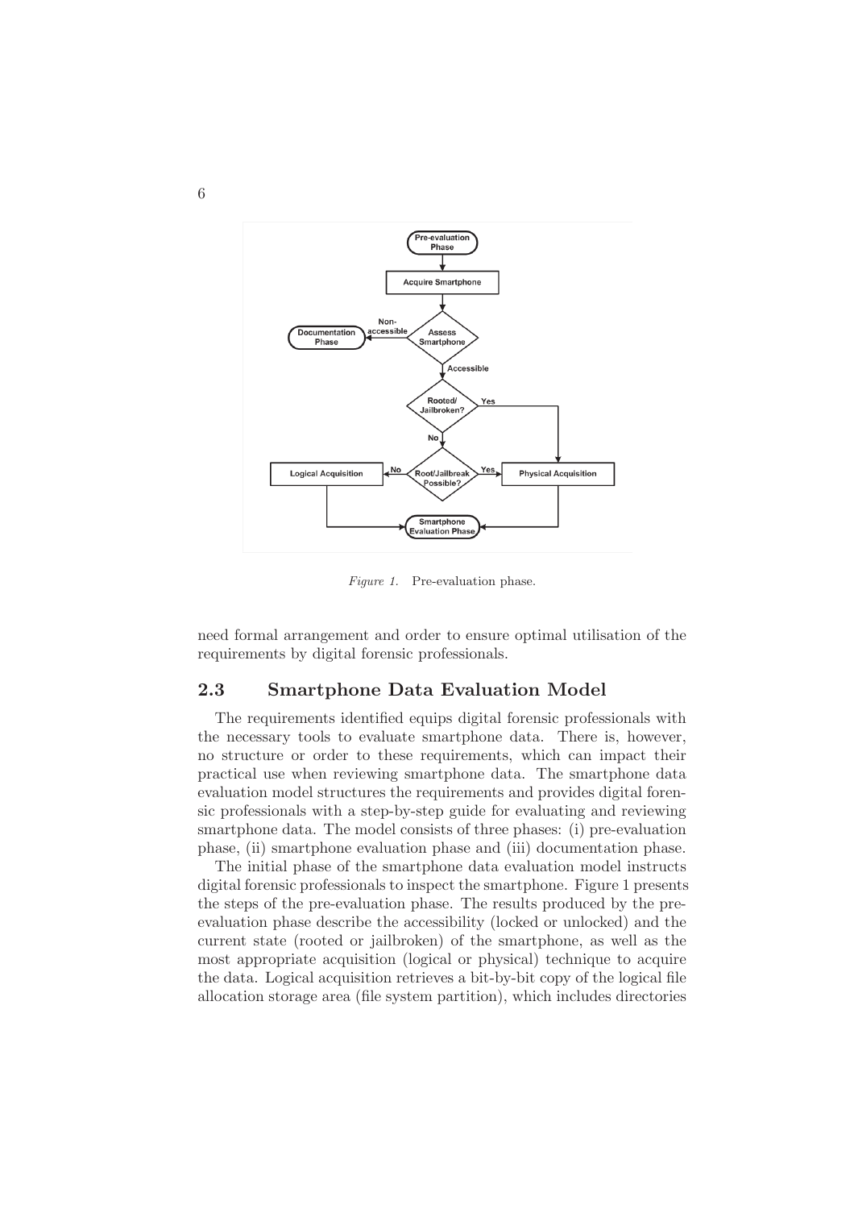*Figure 1.* Pre-evaluation phase.

need formal arrangement and order to ensure optimal utilisation of the requirements by digital forensic professionals.

## 2.3 Smartphone Data Evaluation Model

The requirements identified equips digital forensic professionals with the necessary tools to evaluate smartphone data. There is, however, no structure or order to these requirements, which can impact their practical use when reviewing smartphone data. The smartphone data evaluation model structures the requirements and provides digital forensic professionals with a step-by-step guide for evaluating and reviewing smartphone data. The model consists of three phases: (i) pre-evaluation phase, (ii) smartphone evaluation phase and (iii) documentation phase.

The initial phase of the smartphone data evaluation model instructs digital forensic professionals to inspect the smartphone. Figure 1 presents the steps of the pre-evaluation phase. The results produced by the pre-evaluation phase describe the accessibility (locked or unlocked) and the current state (rooted or jailbroken) of the smartphone, as well as the most appropriate acquisition (logical or physical) technique to acquire the data. Logical acquisition retrieves a bit-by-bit copy of the logical file allocation storage area (file system partition), which includes directories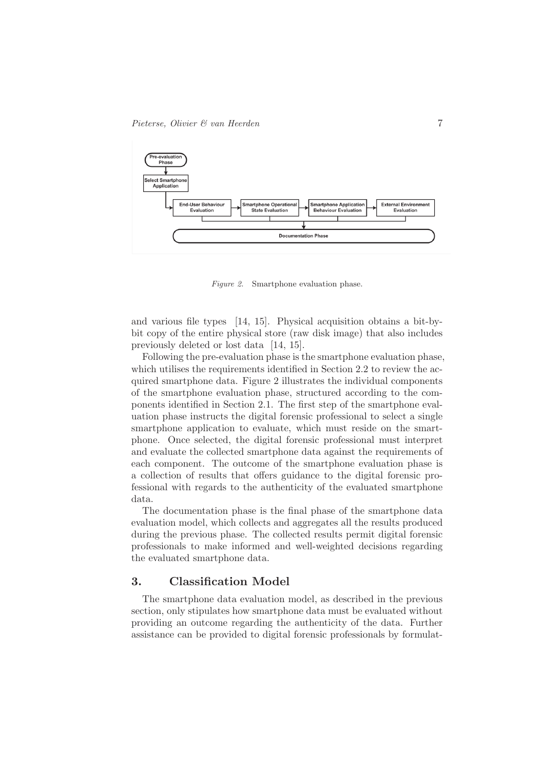Figure 2. Smartphone evaluation phase.

and various file types [14, 15]. Physical acquisition obtains a bit-by-bit copy of the entire physical store (raw disk image) that also includes previously deleted or lost data [14, 15].

Following the pre-evaluation phase is the smartphone evaluation phase, which utilises the requirements identified in Section 2.2 to review the acquired smartphone data. Figure 2 illustrates the individual components of the smartphone evaluation phase, structured according to the components identified in Section 2.1. The first step of the smartphone evaluation phase instructs the digital forensic professional to select a single smartphone application to evaluate, which must reside on the smartphone. Once selected, the digital forensic professional must interpret and evaluate the collected smartphone data against the requirements of each component. The outcome of the smartphone evaluation phase is a collection of results that offers guidance to the digital forensic professional with regards to the authenticity of the evaluated smartphone data.

The documentation phase is the final phase of the smartphone data evaluation model, which collects and aggregates all the results produced during the previous phase. The collected results permit digital forensic professionals to make informed and well-weighted decisions regarding the evaluated smartphone data.

## 3. Classification Model

The smartphone data evaluation model, as described in the previous section, only stipulates how smartphone data must be evaluated without providing an outcome regarding the authenticity of the data. Further assistance can be provided to digital forensic professionals by formulat-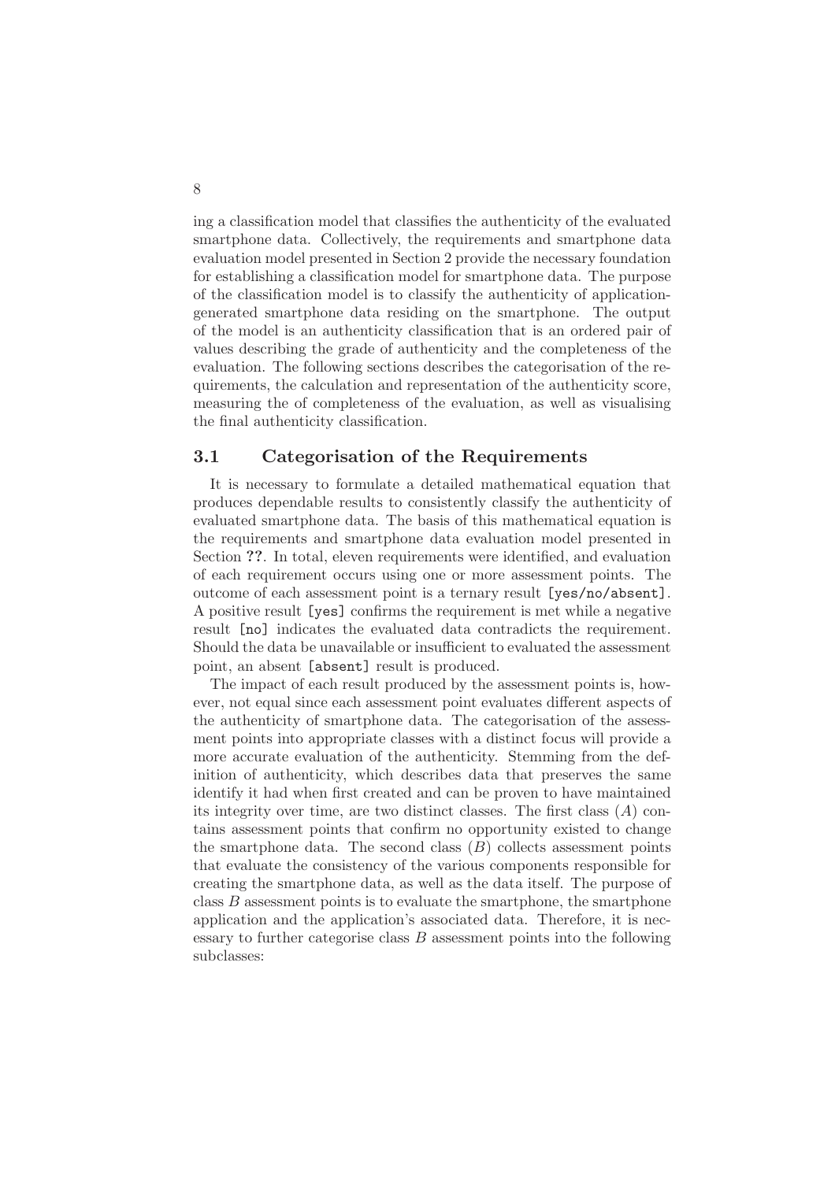ing a classification model that classifies the authenticity of the evaluated smartphone data. Collectively, the requirements and smartphone data evaluation model presented in Section 2 provide the necessary foundation for establishing a classification model for smartphone data. The purpose of the classification model is to classify the authenticity of application-generated smartphone data residing on the smartphone. The output of the model is an authenticity classification that is an ordered pair of values describing the grade of authenticity and the completeness of the evaluation. The following sections describes the categorisation of the requirements, the calculation and representation of the authenticity score, measuring the of completeness of the evaluation, as well as visualising the final authenticity classification.

### 3.1 Categorisation of the Requirements

It is necessary to formulate a detailed mathematical equation that produces dependable results to consistently classify the authenticity of evaluated smartphone data. The basis of this mathematical equation is the requirements and smartphone data evaluation model presented in Section **??**. In total, eleven requirements were identified, and evaluation of each requirement occurs using one or more assessment points. The outcome of each assessment point is a ternary result `[yes/no/absent]`. A positive result `[yes]` confirms the requirement is met while a negative result `[no]` indicates the evaluated data contradicts the requirement. Should the data be unavailable or insufficient to evaluated the assessment point, an absent `[absent]` result is produced.

The impact of each result produced by the assessment points is, however, not equal since each assessment point evaluates different aspects of the authenticity of smartphone data. The categorisation of the assessment points into appropriate classes with a distinct focus will provide a more accurate evaluation of the authenticity. Stemming from the definition of authenticity, which describes data that preserves the same identify it had when first created and can be proven to have maintained its integrity over time, are two distinct classes. The first class ($A$) contains assessment points that confirm no opportunity existed to change the smartphone data. The second class ($B$) collects assessment points that evaluate the consistency of the various components responsible for creating the smartphone data, as well as the data itself. The purpose of class $B$ assessment points is to evaluate the smartphone, the smartphone application and the application's associated data. Therefore, it is necessary to further categorise class $B$ assessment points into the following subclasses: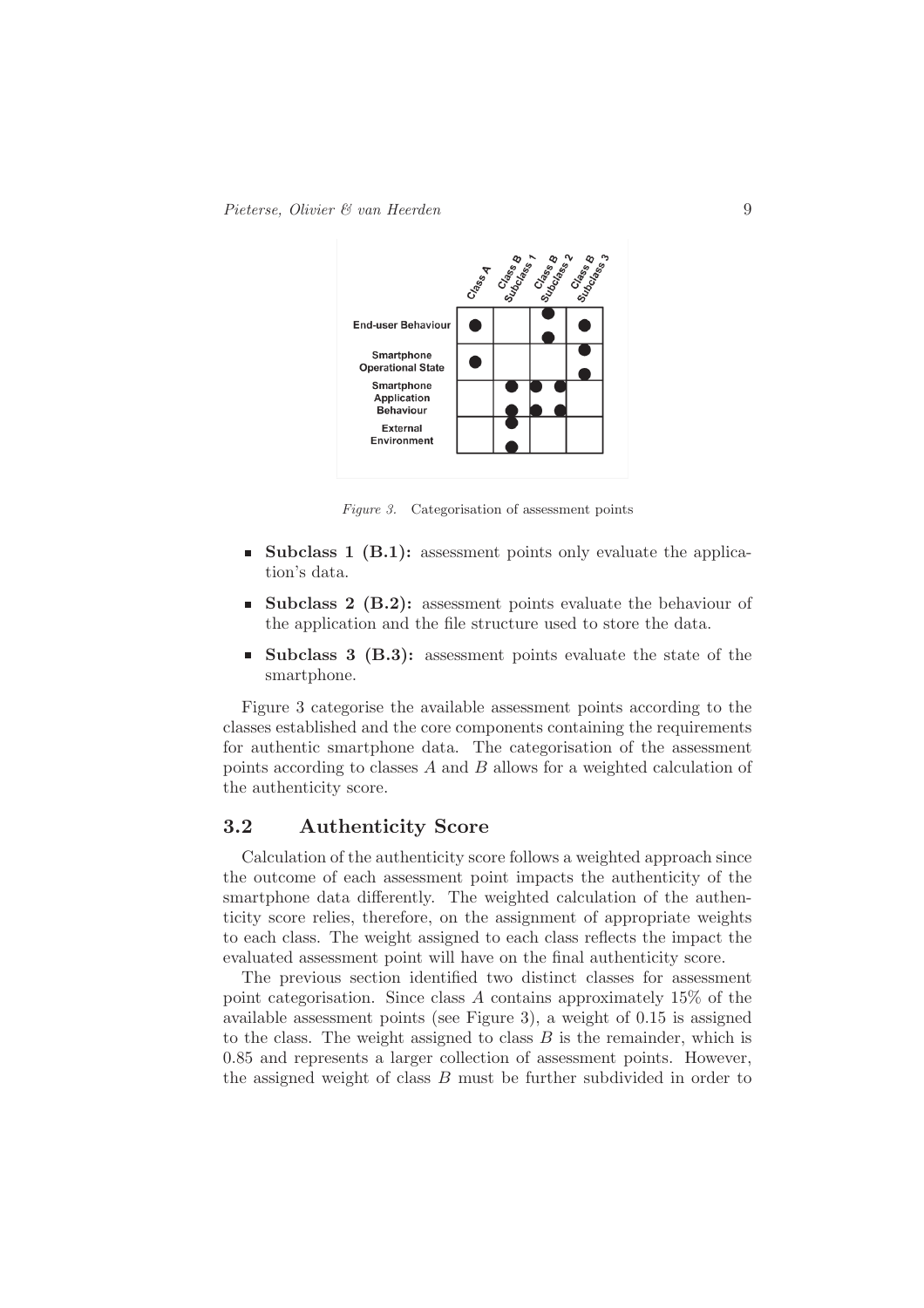Figure 3. Categorisation of assessment points

- **Subclass 1 (B.1):** assessment points only evaluate the application's data.
- **Subclass 2 (B.2):** assessment points evaluate the behaviour of the application and the file structure used to store the data.
- **Subclass 3 (B.3):** assessment points evaluate the state of the smartphone.

Figure 3 categorise the available assessment points according to the classes established and the core components containing the requirements for authentic smartphone data. The categorisation of the assessment points according to classes $A$ and $B$ allows for a weighted calculation of the authenticity score.

## 3.2 Authenticity Score

Calculation of the authenticity score follows a weighted approach since the outcome of each assessment point impacts the authenticity of the smartphone data differently. The weighted calculation of the authenticity score relies, therefore, on the assignment of appropriate weights to each class. The weight assigned to each class reflects the impact the evaluated assessment point will have on the final authenticity score.

The previous section identified two distinct classes for assessment point categorisation. Since class $A$ contains approximately 15% of the available assessment points (see Figure 3), a weight of 0.15 is assigned to the class. The weight assigned to class $B$ is the remainder, which is 0.85 and represents a larger collection of assessment points. However, the assigned weight of class $B$ must be further subdivided in order to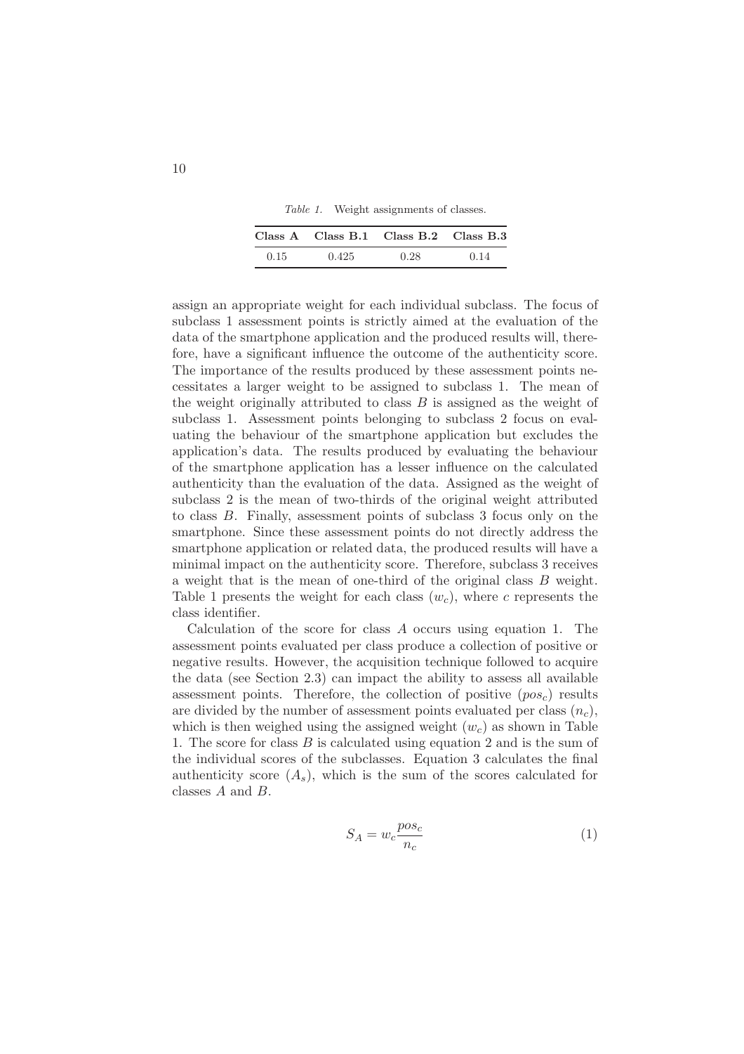*Table 1.* Weight assignments of classes.

| Class A | Class B.1 | Class B.2 | Class B.3 |
|---|---|---|---|
| 0.15 | 0.425 | 0.28 | 0.14 |

assign an appropriate weight for each individual subclass. The focus of subclass 1 assessment points is strictly aimed at the evaluation of the data of the smartphone application and the produced results will, therefore, have a significant influence the outcome of the authenticity score. The importance of the results produced by these assessment points necessitates a larger weight to be assigned to subclass 1. The mean of the weight originally attributed to class $B$ is assigned as the weight of subclass 1. Assessment points belonging to subclass 2 focus on evaluating the behaviour of the smartphone application but excludes the application's data. The results produced by evaluating the behaviour of the smartphone application has a lesser influence on the calculated authenticity than the evaluation of the data. Assigned as the weight of subclass 2 is the mean of two-thirds of the original weight attributed to class $B$. Finally, assessment points of subclass 3 focus only on the smartphone. Since these assessment points do not directly address the smartphone application or related data, the produced results will have a minimal impact on the authenticity score. Therefore, subclass 3 receives a weight that is the mean of one-third of the original class $B$ weight. Table 1 presents the weight for each class ($w_c$), where $c$ represents the class identifier.

Calculation of the score for class $A$ occurs using equation 1. The assessment points evaluated per class produce a collection of positive or negative results. However, the acquisition technique followed to acquire the data (see Section 2.3) can impact the ability to assess all available assessment points. Therefore, the collection of positive ($pos_c$) results are divided by the number of assessment points evaluated per class ($n_c$), which is then weighed using the assigned weight ($w_c$) as shown in Table 1. The score for class $B$ is calculated using equation 2 and is the sum of the individual scores of the subclasses. Equation 3 calculates the final authenticity score ($A_s$), which is the sum of the scores calculated for classes $A$ and $B$.

$$S_A = w_c \frac{pos_c}{n_c} \tag{1}$$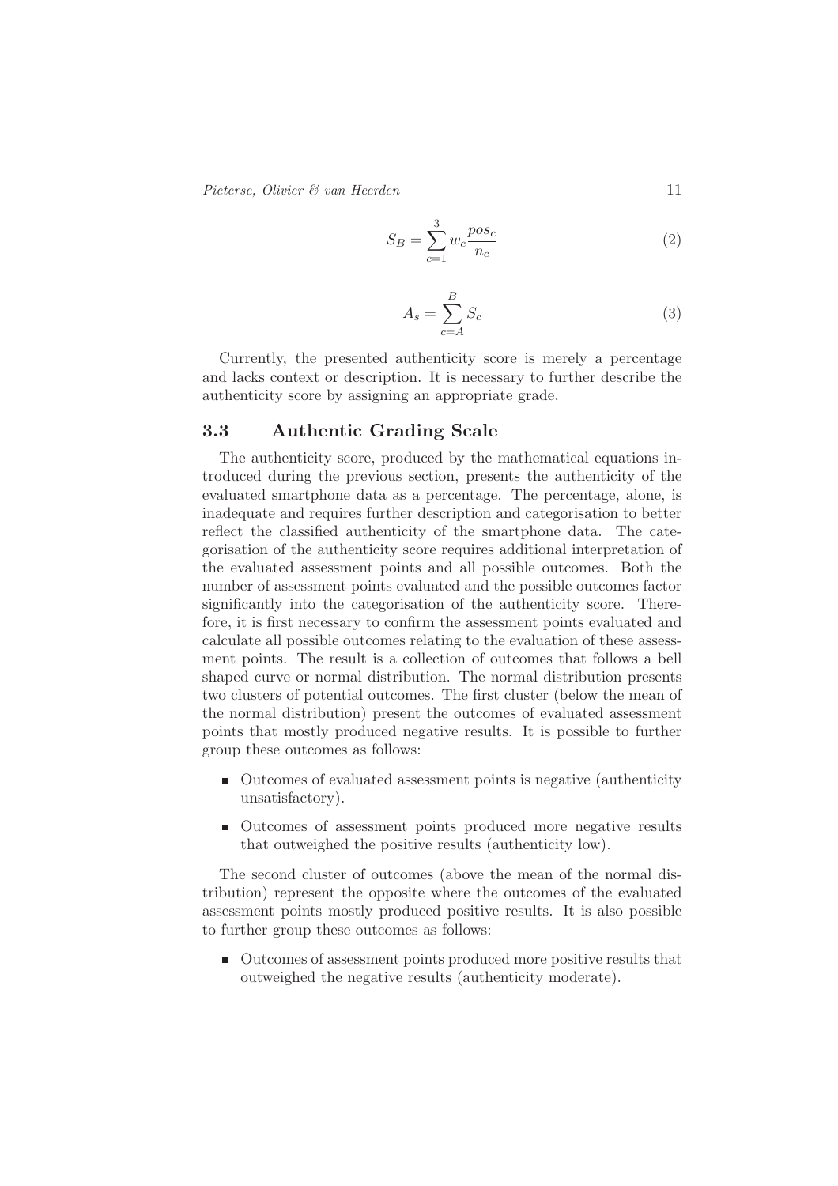$$S_B = \sum_{c=1}^{3} w_c \frac{pos_c}{n_c} \tag{2}$$

$$A_s = \sum_{c=A}^{B} S_c \tag{3}$$

Currently, the presented authenticity score is merely a percentage and lacks context or description. It is necessary to further describe the authenticity score by assigning an appropriate grade.

### 3.3 Authentic Grading Scale

The authenticity score, produced by the mathematical equations introduced during the previous section, presents the authenticity of the evaluated smartphone data as a percentage. The percentage, alone, is inadequate and requires further description and categorisation to better reflect the classified authenticity of the smartphone data. The categorisation of the authenticity score requires additional interpretation of the evaluated assessment points and all possible outcomes. Both the number of assessment points evaluated and the possible outcomes factor significantly into the categorisation of the authenticity score. Therefore, it is first necessary to confirm the assessment points evaluated and calculate all possible outcomes relating to the evaluation of these assessment points. The result is a collection of outcomes that follows a bell shaped curve or normal distribution. The normal distribution presents two clusters of potential outcomes. The first cluster (below the mean of the normal distribution) present the outcomes of evaluated assessment points that mostly produced negative results. It is possible to further group these outcomes as follows:

- Outcomes of evaluated assessment points is negative (authenticity unsatisfactory).
- Outcomes of assessment points produced more negative results that outweighed the positive results (authenticity low).

The second cluster of outcomes (above the mean of the normal distribution) represent the opposite where the outcomes of the evaluated assessment points mostly produced positive results. It is also possible to further group these outcomes as follows:

- Outcomes of assessment points produced more positive results that outweighed the negative results (authenticity moderate).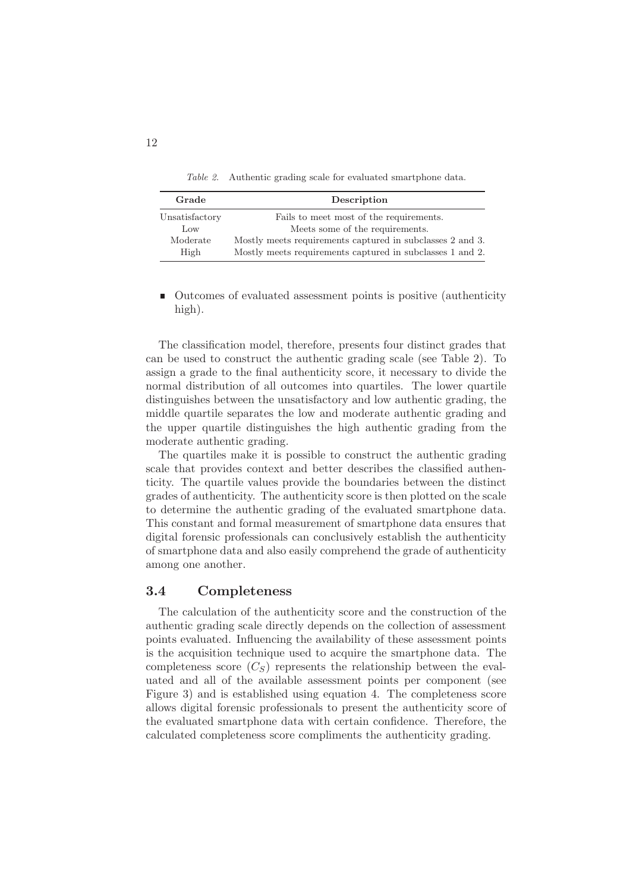*Table 2.* Authentic grading scale for evaluated smartphone data.

| Grade | Description |
|---|---|
| Unsatisfactory | Fails to meet most of the requirements. |
| Low | Meets some of the requirements. |
| Moderate | Mostly meets requirements captured in subclasses 2 and 3. |
| High | Mostly meets requirements captured in subclasses 1 and 2. |

- Outcomes of evaluated assessment points is positive (authenticity high).

The classification model, therefore, presents four distinct grades that can be used to construct the authentic grading scale (see Table 2). To assign a grade to the final authenticity score, it necessary to divide the normal distribution of all outcomes into quartiles. The lower quartile distinguishes between the unsatisfactory and low authentic grading, the middle quartile separates the low and moderate authentic grading and the upper quartile distinguishes the high authentic grading from the moderate authentic grading.

The quartiles make it is possible to construct the authentic grading scale that provides context and better describes the classified authenticity. The quartile values provide the boundaries between the distinct grades of authenticity. The authenticity score is then plotted on the scale to determine the authentic grading of the evaluated smartphone data. This constant and formal measurement of smartphone data ensures that digital forensic professionals can conclusively establish the authenticity of smartphone data and also easily comprehend the grade of authenticity among one another.

## 3.4 Completeness

The calculation of the authenticity score and the construction of the authentic grading scale directly depends on the collection of assessment points evaluated. Influencing the availability of these assessment points is the acquisition technique used to acquire the smartphone data. The completeness score ($C_S$) represents the relationship between the evaluated and all of the available assessment points per component (see Figure 3) and is established using equation 4. The completeness score allows digital forensic professionals to present the authenticity score of the evaluated smartphone data with certain confidence. Therefore, the calculated completeness score compliments the authenticity grading.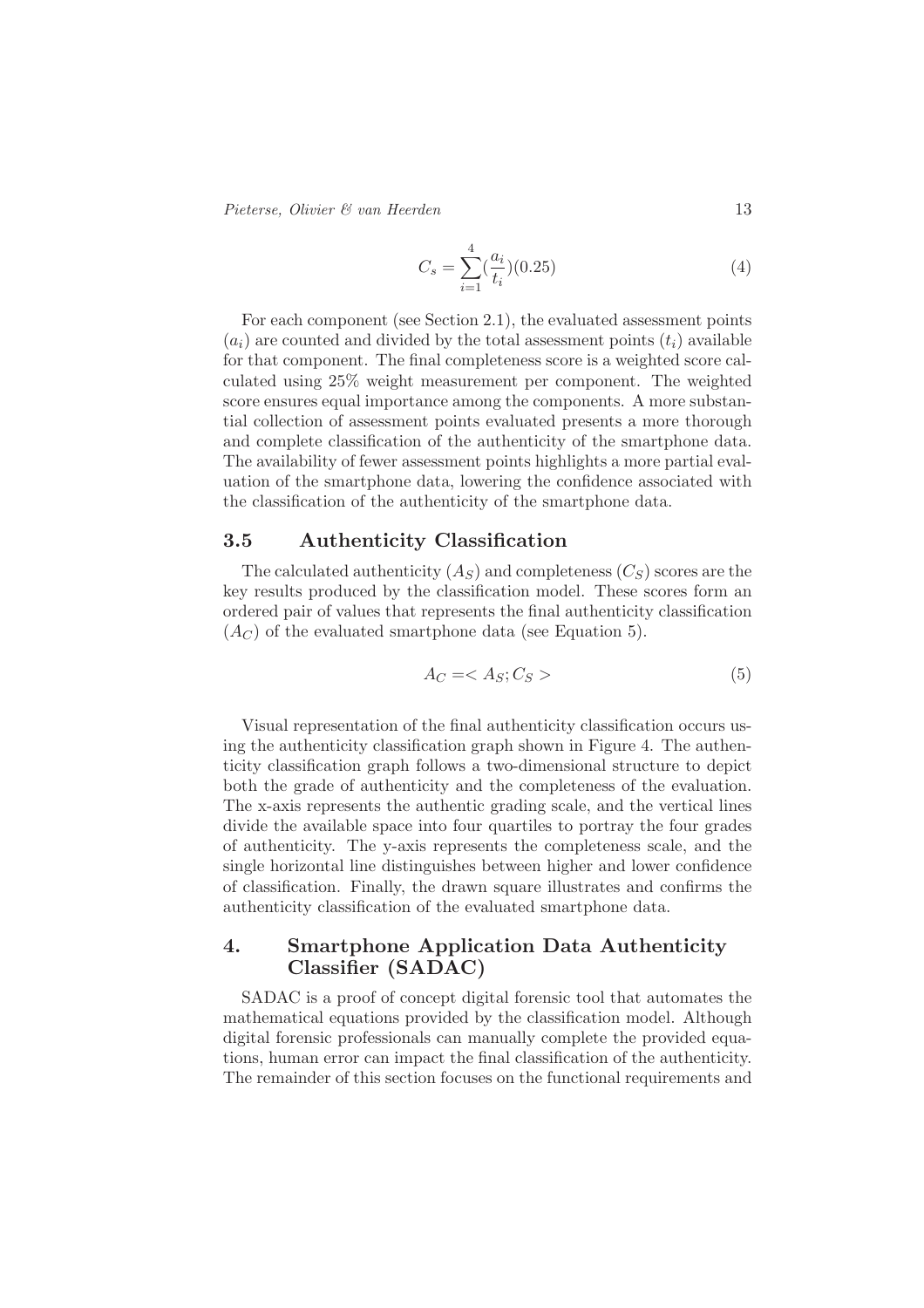$$C_s = \sum_{i=1}^{4} (\frac{a_i}{t_i})(0.25) \tag{4}$$

For each component (see Section 2.1), the evaluated assessment points ($a_i$) are counted and divided by the total assessment points ($t_i$) available for that component. The final completeness score is a weighted score calculated using 25% weight measurement per component. The weighted score ensures equal importance among the components. A more substantial collection of assessment points evaluated presents a more thorough and complete classification of the authenticity of the smartphone data. The availability of fewer assessment points highlights a more partial evaluation of the smartphone data, lowering the confidence associated with the classification of the authenticity of the smartphone data.

## 3.5 Authenticity Classification

The calculated authenticity ($A_S$) and completeness ($C_S$) scores are the key results produced by the classification model. These scores form an ordered pair of values that represents the final authenticity classification ($A_C$) of the evaluated smartphone data (see Equation 5).

$$A_C = < A_S; C_S > \tag{5}$$

Visual representation of the final authenticity classification occurs using the authenticity classification graph shown in Figure 4. The authenticity classification graph follows a two-dimensional structure to depict both the grade of authenticity and the completeness of the evaluation. The x-axis represents the authentic grading scale, and the vertical lines divide the available space into four quartiles to portray the four grades of authenticity. The y-axis represents the completeness scale, and the single horizontal line distinguishes between higher and lower confidence of classification. Finally, the drawn square illustrates and confirms the authenticity classification of the evaluated smartphone data.

# 4. Smartphone Application Data Authenticity Classifier (SADAC)

SADAC is a proof of concept digital forensic tool that automates the mathematical equations provided by the classification model. Although digital forensic professionals can manually complete the provided equations, human error can impact the final classification of the authenticity. The remainder of this section focuses on the functional requirements and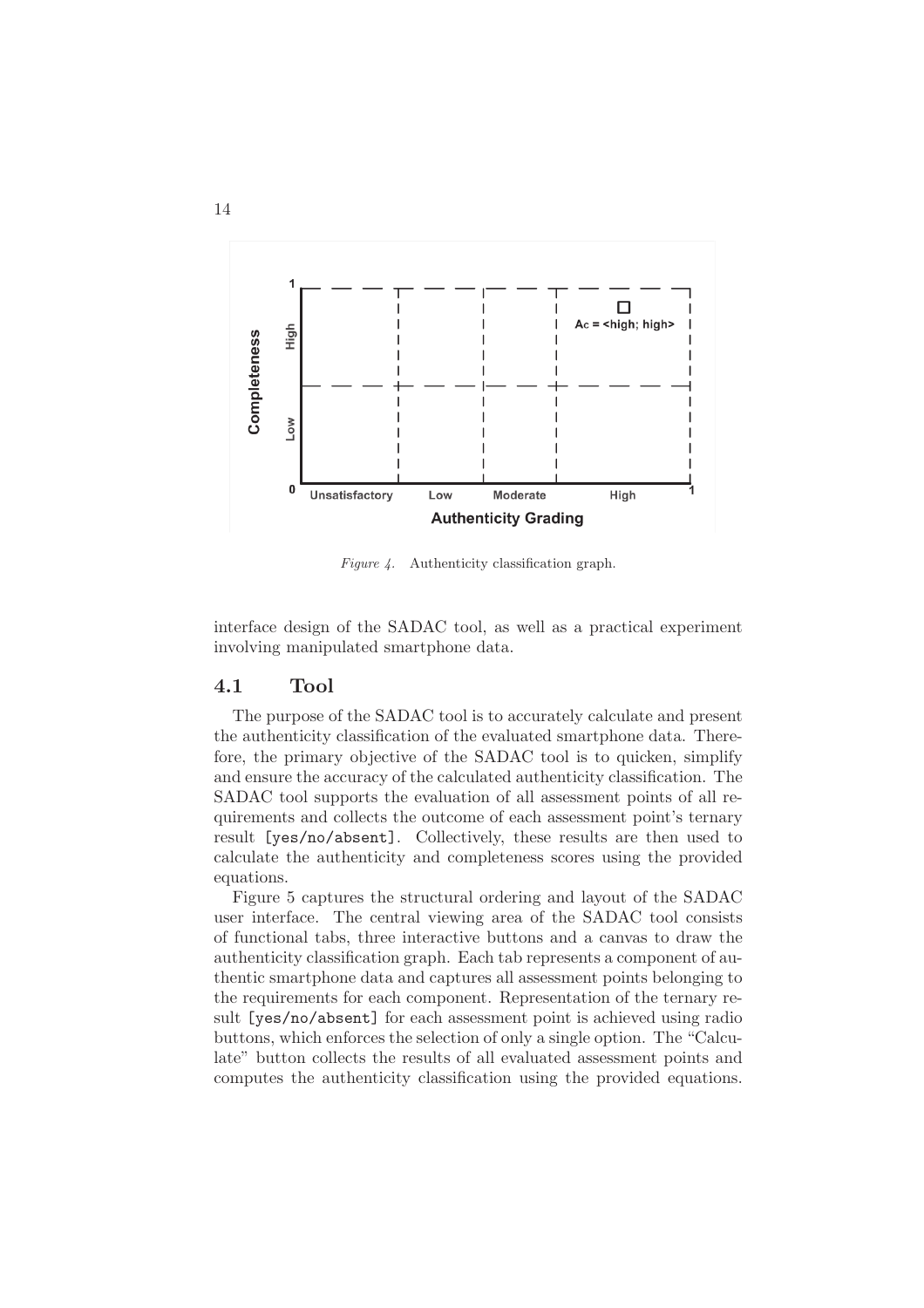*Figure 4.* Authenticity classification graph.

interface design of the SADAC tool, as well as a practical experiment involving manipulated smartphone data.

## 4.1 Tool

The purpose of the SADAC tool is to accurately calculate and present the authenticity classification of the evaluated smartphone data. Therefore, the primary objective of the SADAC tool is to quicken, simplify and ensure the accuracy of the calculated authenticity classification. The SADAC tool supports the evaluation of all assessment points of all requirements and collects the outcome of each assessment point's ternary result `[yes/no/absent]`. Collectively, these results are then used to calculate the authenticity and completeness scores using the provided equations.

Figure 5 captures the structural ordering and layout of the SADAC user interface. The central viewing area of the SADAC tool consists of functional tabs, three interactive buttons and a canvas to draw the authenticity classification graph. Each tab represents a component of authentic smartphone data and captures all assessment points belonging to the requirements for each component. Representation of the ternary result `[yes/no/absent]` for each assessment point is achieved using radio buttons, which enforces the selection of only a single option. The "Calculate" button collects the results of all evaluated assessment points and computes the authenticity classification using the provided equations.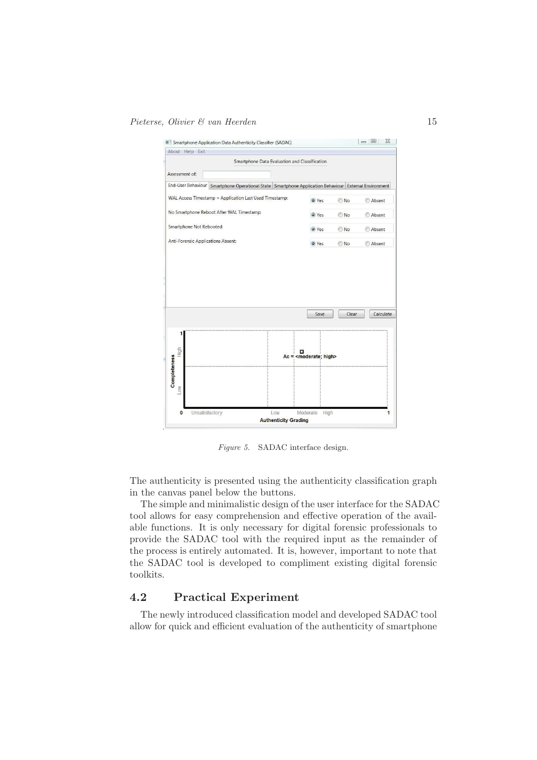Figure 5. SADAC interface design.

The authenticity is presented using the authenticity classification graph in the canvas panel below the buttons.

The simple and minimalistic design of the user interface for the SADAC tool allows for easy comprehension and effective operation of the available functions. It is only necessary for digital forensic professionals to provide the SADAC tool with the required input as the remainder of the process is entirely automated. It is, however, important to note that the SADAC tool is developed to compliment existing digital forensic toolkits.

## 4.2 Practical Experiment

The newly introduced classification model and developed SADAC tool allow for quick and efficient evaluation of the authenticity of smartphone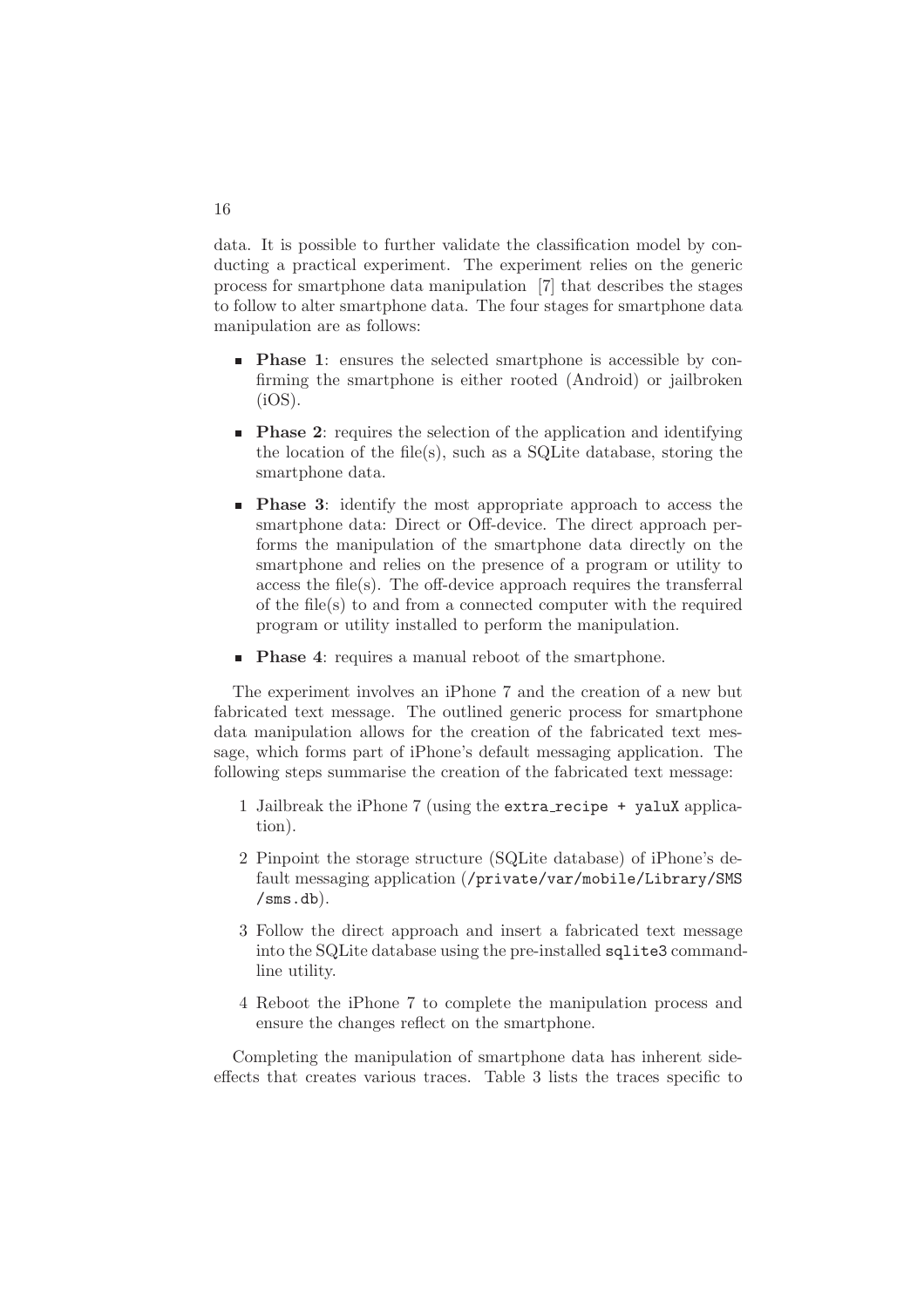data. It is possible to further validate the classification model by conducting a practical experiment. The experiment relies on the generic process for smartphone data manipulation [7] that describes the stages to follow to alter smartphone data. The four stages for smartphone data manipulation are as follows:

- **Phase 1**: ensures the selected smartphone is accessible by confirming the smartphone is either rooted (Android) or jailbroken (iOS).
- **Phase 2**: requires the selection of the application and identifying the location of the file(s), such as a SQLite database, storing the smartphone data.
- **Phase 3**: identify the most appropriate approach to access the smartphone data: Direct or Off-device. The direct approach performs the manipulation of the smartphone data directly on the smartphone and relies on the presence of a program or utility to access the file(s). The off-device approach requires the transferral of the file(s) to and from a connected computer with the required program or utility installed to perform the manipulation.
- **Phase 4**: requires a manual reboot of the smartphone.

The experiment involves an iPhone 7 and the creation of a new but fabricated text message. The outlined generic process for smartphone data manipulation allows for the creation of the fabricated text message, which forms part of iPhone's default messaging application. The following steps summarise the creation of the fabricated text message:

1 Jailbreak the iPhone 7 (using the `extra_recipe + yaluX` application).

2 Pinpoint the storage structure (SQLite database) of iPhone's default messaging application (`/private/var/mobile/Library/SMS/sms.db`).

3 Follow the direct approach and insert a fabricated text message into the SQLite database using the pre-installed `sqlite3` commandline utility.

4 Reboot the iPhone 7 to complete the manipulation process and ensure the changes reflect on the smartphone.

Completing the manipulation of smartphone data has inherent sideeffects that creates various traces. Table 3 lists the traces specific to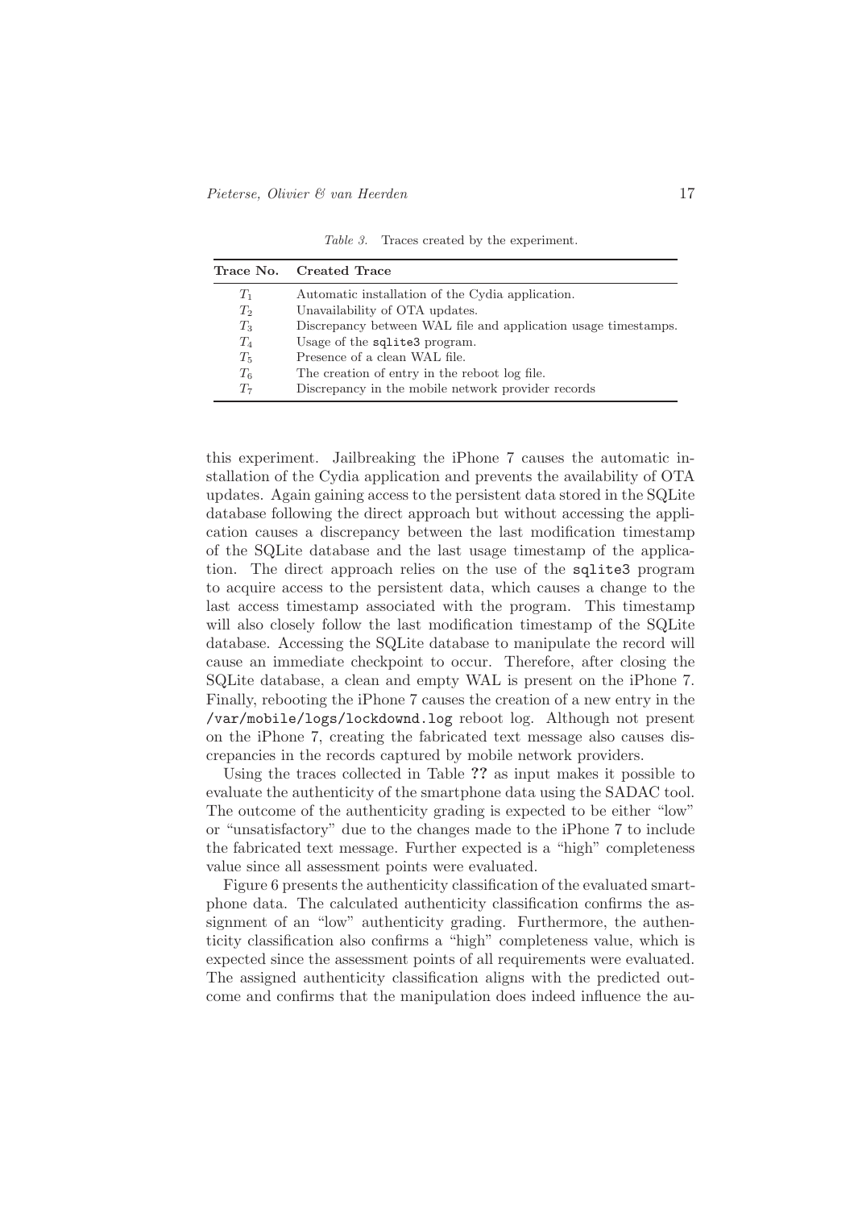*Table 3.* Traces created by the experiment.

| Trace No. | Created Trace |
|---|---|
| $T_1$ | Automatic installation of the Cydia application. |
| $T_2$ | Unavailability of OTA updates. |
| $T_3$ | Discrepancy between WAL file and application usage timestamps. |
| $T_4$ | Usage of the `sqlite3` program. |
| $T_5$ | Presence of a clean WAL file. |
| $T_6$ | The creation of entry in the reboot log file. |
| $T_7$ | Discrepancy in the mobile network provider records |

this experiment. Jailbreaking the iPhone 7 causes the automatic installation of the Cydia application and prevents the availability of OTA updates. Again gaining access to the persistent data stored in the SQLite database following the direct approach but without accessing the application causes a discrepancy between the last modification timestamp of the SQLite database and the last usage timestamp of the application. The direct approach relies on the use of the `sqlite3` program to acquire access to the persistent data, which causes a change to the last access timestamp associated with the program. This timestamp will also closely follow the last modification timestamp of the SQLite database. Accessing the SQLite database to manipulate the record will cause an immediate checkpoint to occur. Therefore, after closing the SQLite database, a clean and empty WAL is present on the iPhone 7. Finally, rebooting the iPhone 7 causes the creation of a new entry in the `/var/mobile/logs/lockdownd.log` reboot log. Although not present on the iPhone 7, creating the fabricated text message also causes discrepancies in the records captured by mobile network providers.

Using the traces collected in Table **??** as input makes it possible to evaluate the authenticity of the smartphone data using the SADAC tool. The outcome of the authenticity grading is expected to be either "low" or "unsatisfactory" due to the changes made to the iPhone 7 to include the fabricated text message. Further expected is a "high" completeness value since all assessment points were evaluated.

Figure 6 presents the authenticity classification of the evaluated smartphone data. The calculated authenticity classification confirms the assignment of an "low" authenticity grading. Furthermore, the authenticity classification also confirms a "high" completeness value, which is expected since the assessment points of all requirements were evaluated. The assigned authenticity classification aligns with the predicted outcome and confirms that the manipulation does indeed influence the au-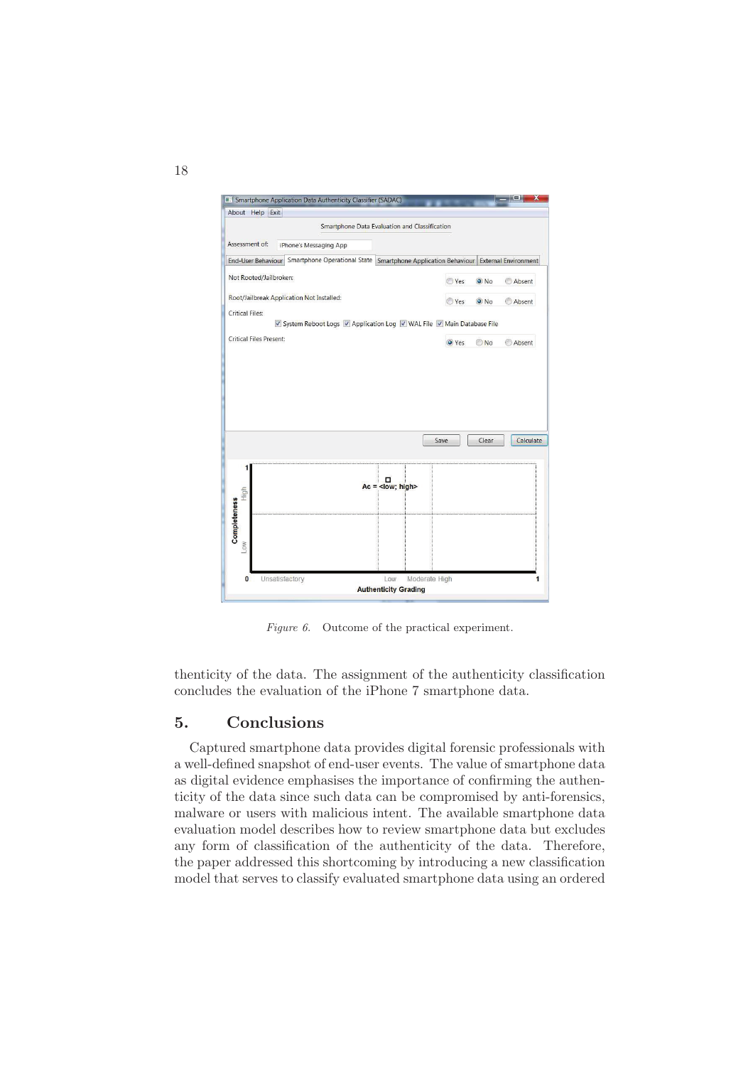*Figure 6.* Outcome of the practical experiment.

thenticity of the data. The assignment of the authenticity classification concludes the evaluation of the iPhone 7 smartphone data.

## 5. Conclusions

Captured smartphone data provides digital forensic professionals with a well-defined snapshot of end-user events. The value of smartphone data as digital evidence emphasises the importance of confirming the authenticity of the data since such data can be compromised by anti-forensics, malware or users with malicious intent. The available smartphone data evaluation model describes how to review smartphone data but excludes any form of classification of the authenticity of the data. Therefore, the paper addressed this shortcoming by introducing a new classification model that serves to classify evaluated smartphone data using an ordered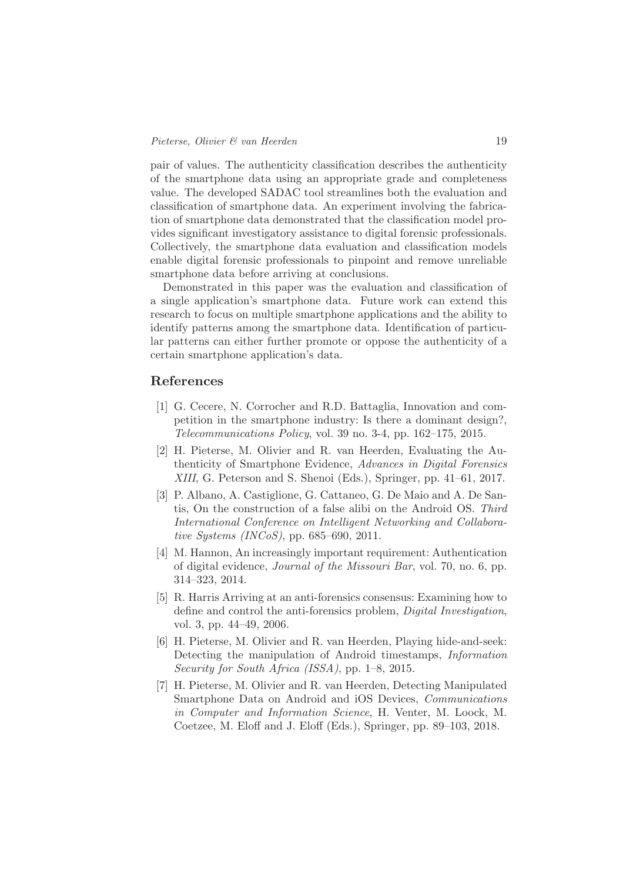pair of values. The authenticity classification describes the authenticity of the smartphone data using an appropriate grade and completeness value. The developed SADAC tool streamlines both the evaluation and classification of smartphone data. An experiment involving the fabrication of smartphone data demonstrated that the classification model provides significant investigatory assistance to digital forensic professionals. Collectively, the smartphone data evaluation and classification models enable digital forensic professionals to pinpoint and remove unreliable smartphone data before arriving at conclusions.

Demonstrated in this paper was the evaluation and classification of a single application's smartphone data. Future work can extend this research to focus on multiple smartphone applications and the ability to identify patterns among the smartphone data. Identification of particular patterns can either further promote or oppose the authenticity of a certain smartphone application's data.

## References

[1] G. Cecere, N. Corrocher and R.D. Battaglia, Innovation and competition in the smartphone industry: Is there a dominant design?, *Telecommunications Policy*, vol. 39 no. 3-4, pp. 162–175, 2015.

[2] H. Pieterse, M. Olivier and R. van Heerden, Evaluating the Authenticity of Smartphone Evidence, *Advances in Digital Forensics XIII*, G. Peterson and S. Shenoi (Eds.), Springer, pp. 41–61, 2017.

[3] P. Albano, A. Castiglione, G. Cattaneo, G. De Maio and A. De Santis, On the construction of a false alibi on the Android OS. *Third International Conference on Intelligent Networking and Collaborative Systems (INCoS)*, pp. 685–690, 2011.

[4] M. Hannon, An increasingly important requirement: Authentication of digital evidence, *Journal of the Missouri Bar*, vol. 70, no. 6, pp. 314–323, 2014.

[5] R. Harris Arriving at an anti-forensics consensus: Examining how to define and control the anti-forensics problem, *Digital Investigation*, vol. 3, pp. 44–49, 2006.

[6] H. Pieterse, M. Olivier and R. van Heerden, Playing hide-and-seek: Detecting the manipulation of Android timestamps, *Information Security for South Africa (ISSA)*, pp. 1–8, 2015.

[7] H. Pieterse, M. Olivier and R. van Heerden, Detecting Manipulated Smartphone Data on Android and iOS Devices, *Communications in Computer and Information Science*, H. Venter, M. Loock, M. Coetzee, M. Eloff and J. Eloff (Eds.), Springer, pp. 89–103, 2018.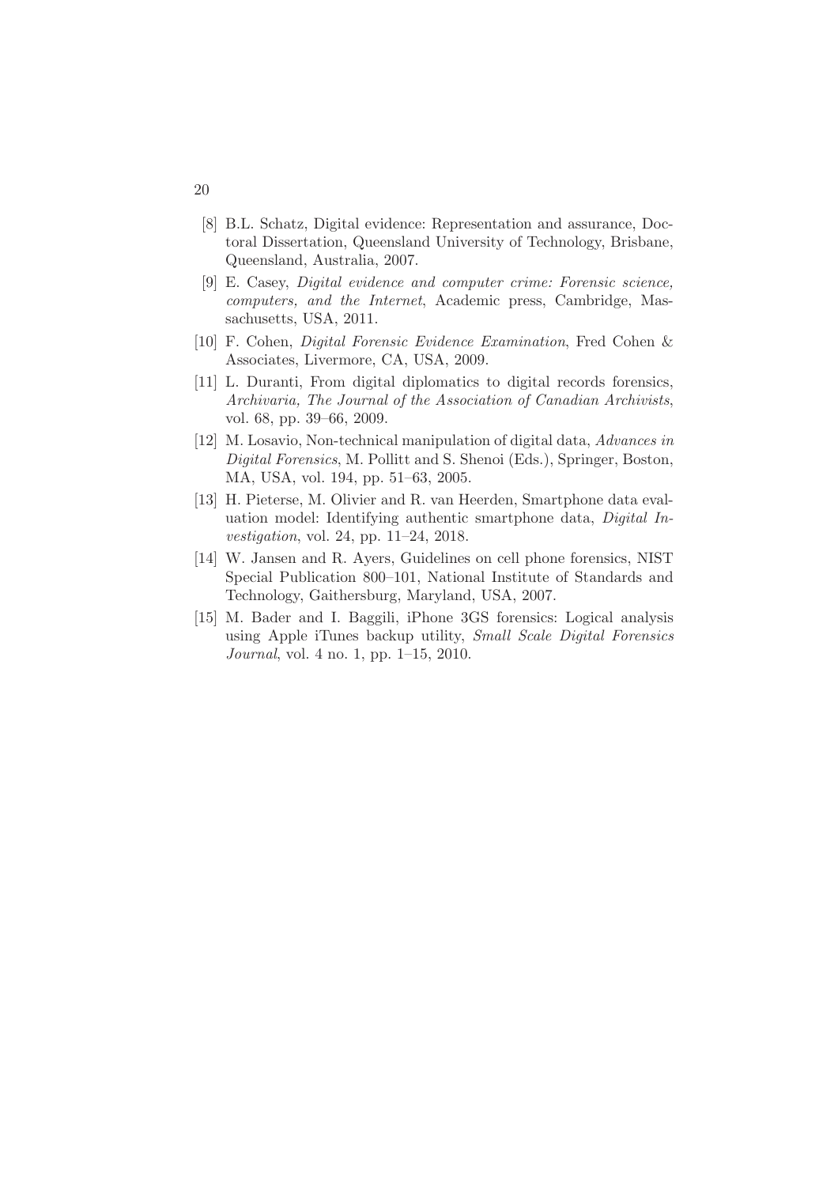[8] B.L. Schatz, Digital evidence: Representation and assurance, Doctoral Dissertation, Queensland University of Technology, Brisbane, Queensland, Australia, 2007.

[9] E. Casey, *Digital evidence and computer crime: Forensic science, computers, and the Internet*, Academic press, Cambridge, Massachusetts, USA, 2011.

[10] F. Cohen, *Digital Forensic Evidence Examination*, Fred Cohen & Associates, Livermore, CA, USA, 2009.

[11] L. Duranti, From digital diplomatics to digital records forensics, *Archivaria, The Journal of the Association of Canadian Archivists*, vol. 68, pp. 39–66, 2009.

[12] M. Losavio, Non-technical manipulation of digital data, *Advances in Digital Forensics*, M. Pollitt and S. Shenoi (Eds.), Springer, Boston, MA, USA, vol. 194, pp. 51–63, 2005.

[13] H. Pieterse, M. Olivier and R. van Heerden, Smartphone data evaluation model: Identifying authentic smartphone data, *Digital Investigation*, vol. 24, pp. 11–24, 2018.

[14] W. Jansen and R. Ayers, Guidelines on cell phone forensics, NIST Special Publication 800–101, National Institute of Standards and Technology, Gaithersburg, Maryland, USA, 2007.

[15] M. Bader and I. Baggili, iPhone 3GS forensics: Logical analysis using Apple iTunes backup utility, *Small Scale Digital Forensics Journal*, vol. 4 no. 1, pp. 1–15, 2010.